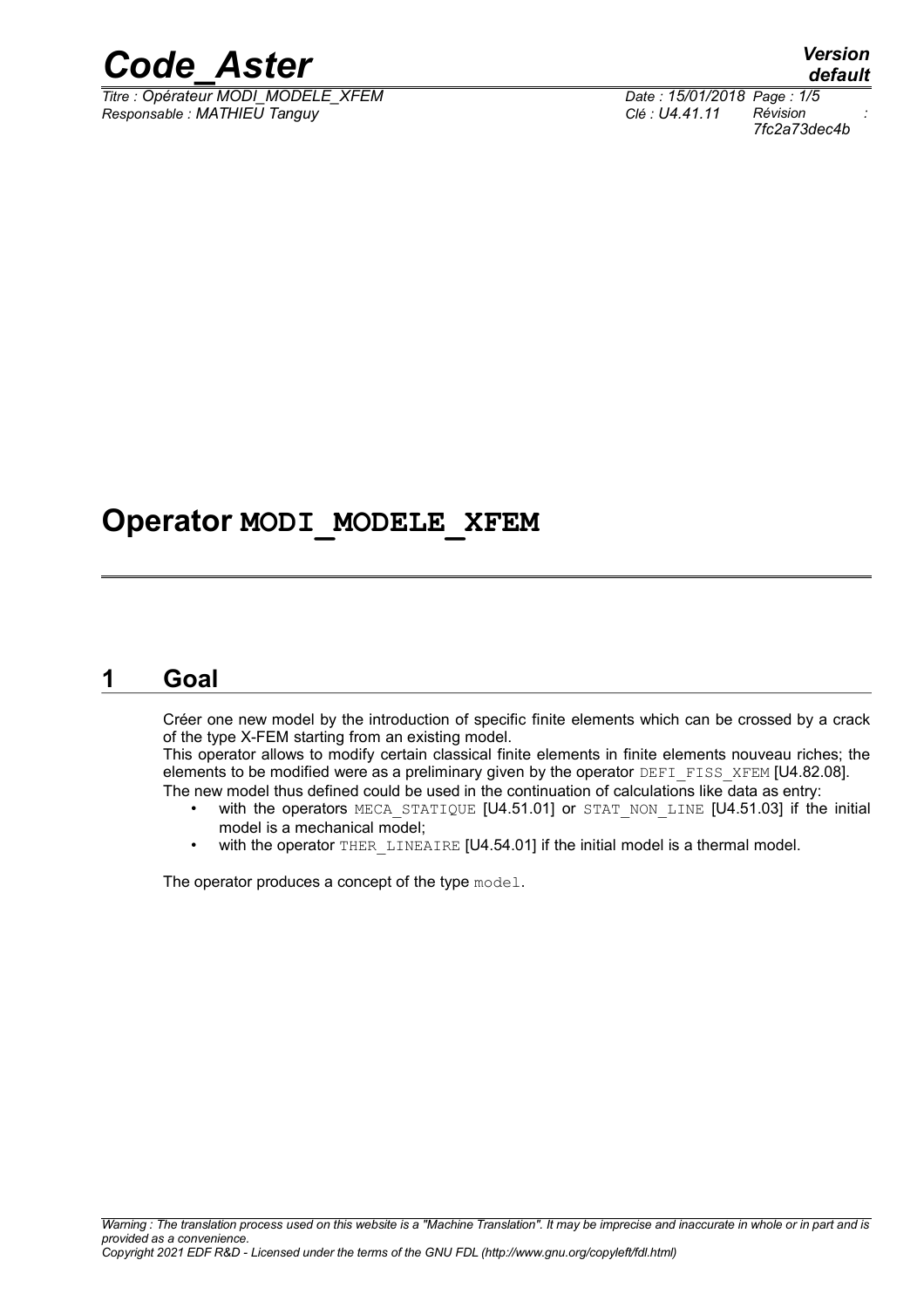# Operator MODI_MODELE_XFEM

## 1 Goal

Créer one new model by the introduction of specific finite elements which can be crossed by a crack of the type X-FEM starting from an existing model.

This operator allows to modify certain classical finite elements in finite elements nouveau riches; the elements to be modified were as a preliminary given by the operator DEFI_FISS_XFEM [U4.82.08].

The new model thus defined could be used in the continuation of calculations like data as entry:

- with the operators MECA_STATIQUE [U4.51.01] or STAT_NON_LINE [U4.51.03] if the initial model is a mechanical model;
- with the operator THER_LINEAIRE [U4.54.01] if the initial model is a thermal model.

The operator produces a concept of the type model.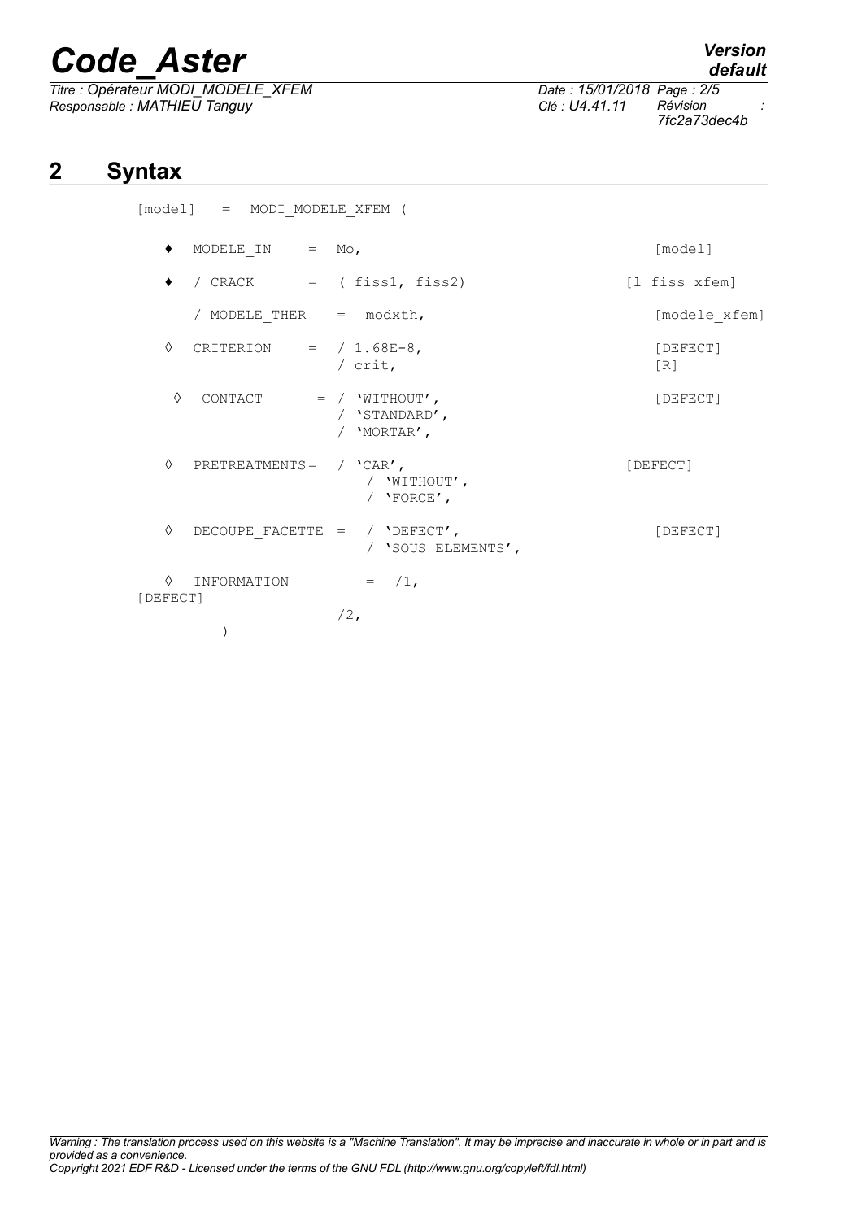# 2 Syntax

```
[model]   =   MODI_MODELE_XFEM (

    ♦   MODELE_IN     =   Mo,                              [model]

    ♦   / CRACK       =   ( fiss1, fiss2)                  [l_fiss_xfem]

        / MODELE_THER    =   modxth,                       [modele_xfem]

    ◊   CRITERION     =   / 1.68E-8,                       [DEFECT]
                          / crit,                          [R]

    ◊   CONTACT         = / 'WITHOUT',                     [DEFECT]
                          / 'STANDARD',
                          / 'MORTAR',

    ◊   PRETREATMENTS =  / 'CAR',                         [DEFECT]
                            / 'WITHOUT',
                            / 'FORCE',

    ◊   DECOUPE_FACETTE =   / 'DEFECT',                    [DEFECT]
                            / 'SOUS_ELEMENTS',

    ◊   INFORMATION         =   /1,
[DEFECT]
                          /2,
        )
```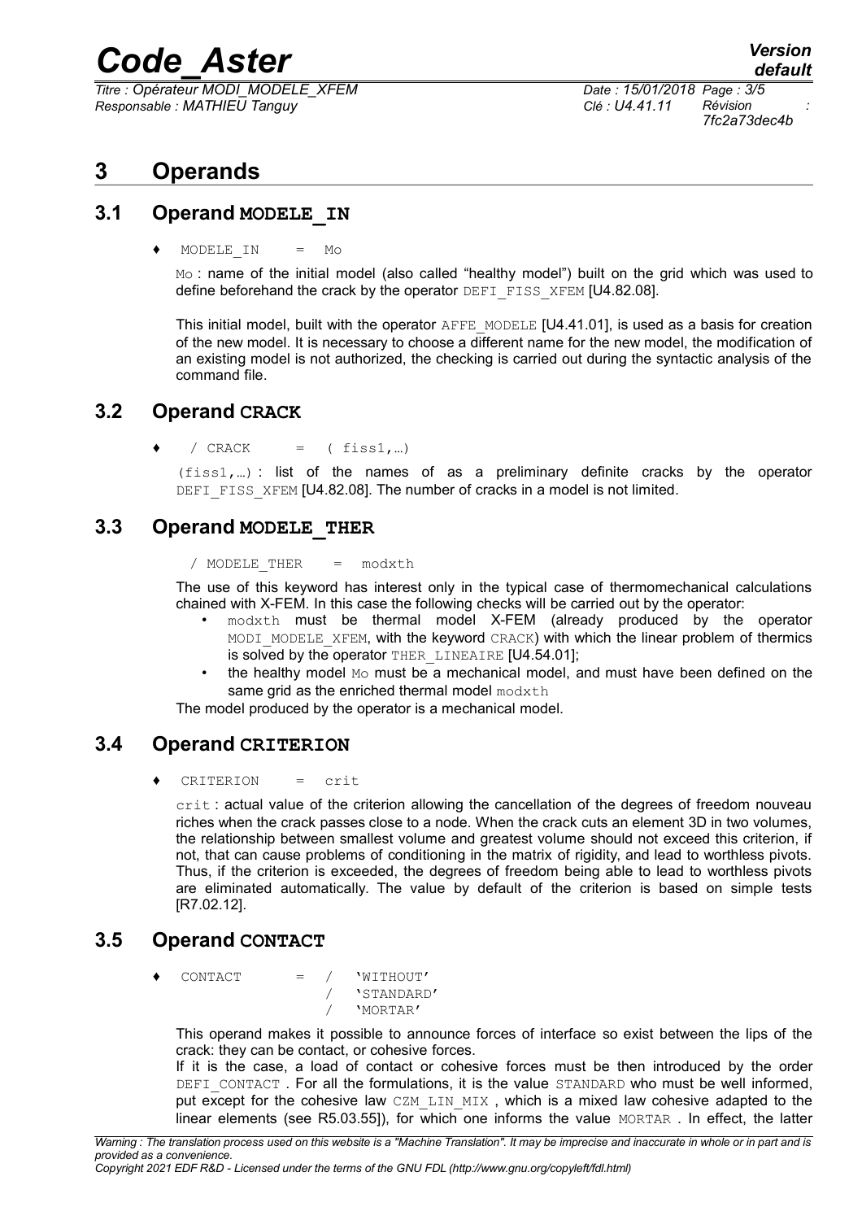# 3 Operands

## 3.1 Operand MODELE_IN

♦ `MODELE_IN = Mo`

`Mo` : name of the initial model (also called "healthy model") built on the grid which was used to define beforehand the crack by the operator `DEFI_FISS_XFEM` [U4.82.08].

This initial model, built with the operator `AFFE_MODELE` [U4.41.01], is used as a basis for creation of the new model. It is necessary to choose a different name for the new model, the modification of an existing model is not authorized, the checking is carried out during the syntactic analysis of the command file.

## 3.2 Operand CRACK

♦ `/ CRACK = ( fiss1,…)`

`(fiss1,…)` : list of the names of as a preliminary definite cracks by the operator `DEFI_FISS_XFEM` [U4.82.08]. The number of cracks in a model is not limited.

## 3.3 Operand MODELE_THER

`/ MODELE_THER = modxth`

The use of this keyword has interest only in the typical case of thermomechanical calculations chained with X-FEM. In this case the following checks will be carried out by the operator:

- `modxth` must be thermal model X-FEM (already produced by the operator `MODI_MODELE_XFEM`, with the keyword `CRACK`) with which the linear problem of thermics is solved by the operator `THER_LINEAIRE` [U4.54.01];
- the healthy model `Mo` must be a mechanical model, and must have been defined on the same grid as the enriched thermal model `modxth`

The model produced by the operator is a mechanical model.

## 3.4 Operand CRITERION

♦ `CRITERION = crit`

`crit` : actual value of the criterion allowing the cancellation of the degrees of freedom nouveau riches when the crack passes close to a node. When the crack cuts an element 3D in two volumes, the relationship between smallest volume and greatest volume should not exceed this criterion, if not, that can cause problems of conditioning in the matrix of rigidity, and lead to worthless pivots. Thus, if the criterion is exceeded, the degrees of freedom being able to lead to worthless pivots are eliminated automatically. The value by default of the criterion is based on simple tests [R7.02.12].

## 3.5 Operand CONTACT

```
♦ CONTACT = / 'WITHOUT'
            / 'STANDARD'
            / 'MORTAR'
```

This operand makes it possible to announce forces of interface so exist between the lips of the crack: they can be contact, or cohesive forces.

If it is the case, a load of contact or cohesive forces must be then introduced by the order `DEFI_CONTACT` . For all the formulations, it is the value `STANDARD` who must be well informed, put except for the cohesive law `CZM_LIN_MIX` , which is a mixed law cohesive adapted to the linear elements (see R5.03.55]), for which one informs the value `MORTAR` . In effect, the latter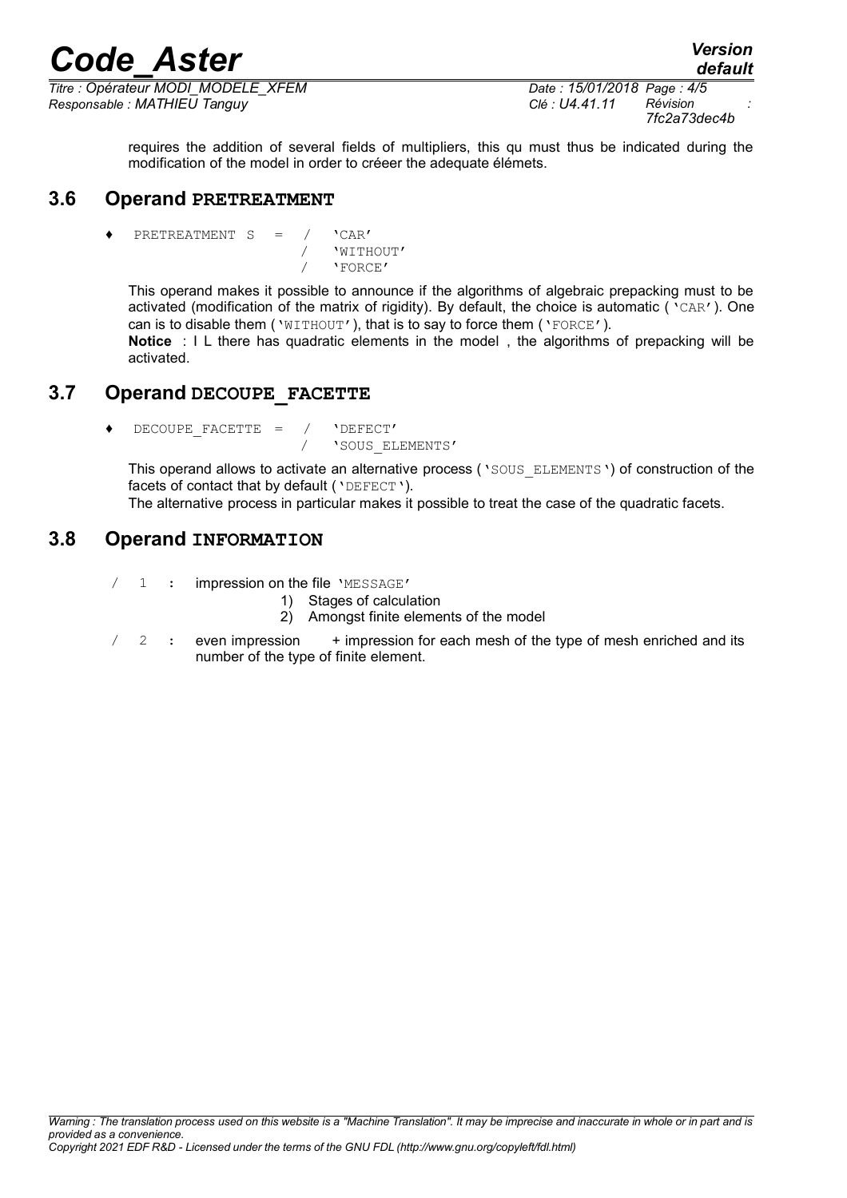requires the addition of several fields of multipliers, this qu must thus be indicated during the modification of the model in order to créeer the adequate élémets.

## 3.6 Operand PRETREATMENT

```
♦  PRETREATMENT S  =  /  'CAR'
                      /  'WITHOUT'
                      /  'FORCE'
```

This operand makes it possible to announce if the algorithms of algebraic prepacking must to be activated (modification of the matrix of rigidity). By default, the choice is automatic ('CAR'). One can is to disable them ('WITHOUT'), that is to say to force them ('FORCE').

**Notice** : I L there has quadratic elements in the model , the algorithms of prepacking will be activated.

## 3.7 Operand DECOUPE_FACETTE

```
♦  DECOUPE_FACETTE  =  /  'DEFECT'
                       /  'SOUS_ELEMENTS'
```

This operand allows to activate an alternative process ('SOUS_ELEMENTS') of construction of the facets of contact that by default ('DEFECT').

The alternative process in particular makes it possible to treat the case of the quadratic facets.

## 3.8 Operand INFORMATION

/ 1 : impression on the file 'MESSAGE'

1) Stages of calculation
2) Amongst finite elements of the model

/ 2 : even impression + impression for each mesh of the type of mesh enriched and its number of the type of finite element.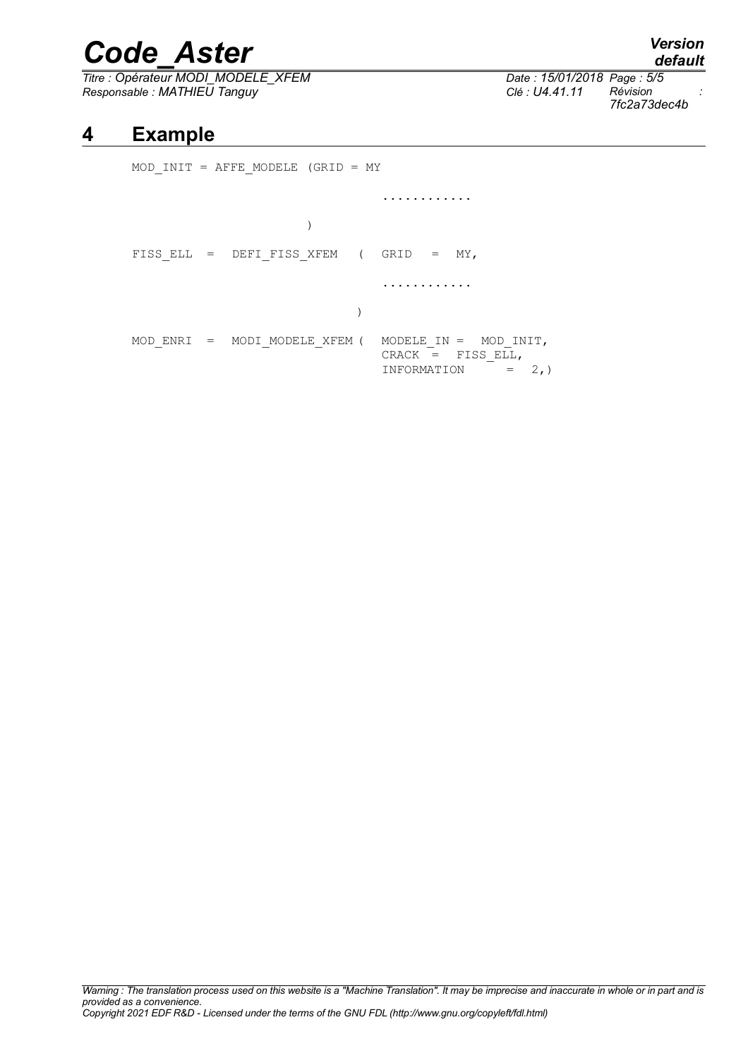# 4 Example

```
MOD_INIT = AFFE_MODELE (GRID = MY

                                    ...........

                      )

FISS_ELL  =  DEFI_FISS_XFEM   (  GRID  =  MY,

                                    ...........

                               )

MOD_ENRI  =  MODI_MODELE_XFEM (  MODELE_IN =  MOD_INIT,
                                 CRACK  =  FISS_ELL,
                                 INFORMATION      =  2,)
```

*Warning : The translation process used on this website is a "Machine Translation". It may be imprecise and inaccurate in whole or in part and is provided as a convenience.*
*Copyright 2021 EDF R&D - Licensed under the terms of the GNU FDL (http://www.gnu.org/copyleft/fdl.html)*